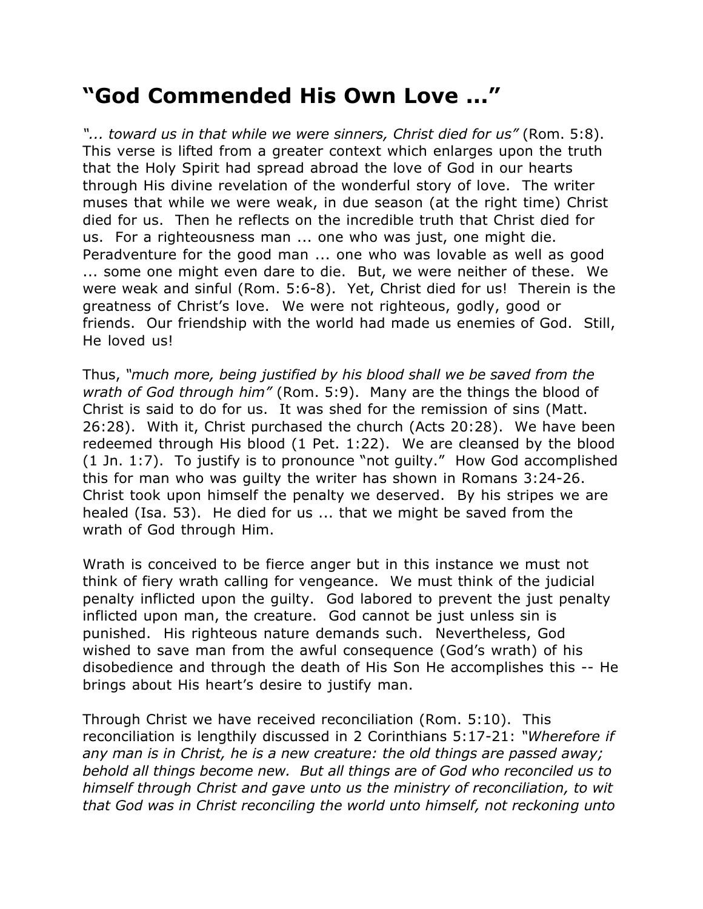# "God Commended His Own Love ..."

*"... toward us in that while we were sinners, Christ died for us"* (Rom. 5:8). This verse is lifted from a greater context which enlarges upon the truth that the Holy Spirit had spread abroad the love of God in our hearts through His divine revelation of the wonderful story of love. The writer muses that while we were weak, in due season (at the right time) Christ died for us. Then he reflects on the incredible truth that Christ died for us. For a righteousness man ... one who was just, one might die. Peradventure for the good man ... one who was lovable as well as good ... some one might even dare to die. But, we were neither of these. We were weak and sinful (Rom. 5:6-8). Yet, Christ died for us! Therein is the greatness of Christ's love. We were not righteous, godly, good or friends. Our friendship with the world had made us enemies of God. Still, He loved us!

Thus, *"much more, being justified by his blood shall we be saved from the wrath of God through him"* (Rom. 5:9). Many are the things the blood of Christ is said to do for us. It was shed for the remission of sins (Matt. 26:28). With it, Christ purchased the church (Acts 20:28). We have been redeemed through His blood (1 Pet. 1:22). We are cleansed by the blood (1 Jn. 1:7). To justify is to pronounce "not guilty." How God accomplished this for man who was guilty the writer has shown in Romans 3:24-26. Christ took upon himself the penalty we deserved. By his stripes we are healed (Isa. 53). He died for us ... that we might be saved from the wrath of God through Him.

Wrath is conceived to be fierce anger but in this instance we must not think of fiery wrath calling for vengeance. We must think of the judicial penalty inflicted upon the guilty. God labored to prevent the just penalty inflicted upon man, the creature. God cannot be just unless sin is punished. His righteous nature demands such. Nevertheless, God wished to save man from the awful consequence (God's wrath) of his disobedience and through the death of His Son He accomplishes this -- He brings about His heart's desire to justify man.

Through Christ we have received reconciliation (Rom. 5:10). This reconciliation is lengthily discussed in 2 Corinthians 5:17-21: *"Wherefore if any man is in Christ, he is a new creature: the old things are passed away; behold all things become new. But all things are of God who reconciled us to himself through Christ and gave unto us the ministry of reconciliation, to wit that God was in Christ reconciling the world unto himself, not reckoning unto*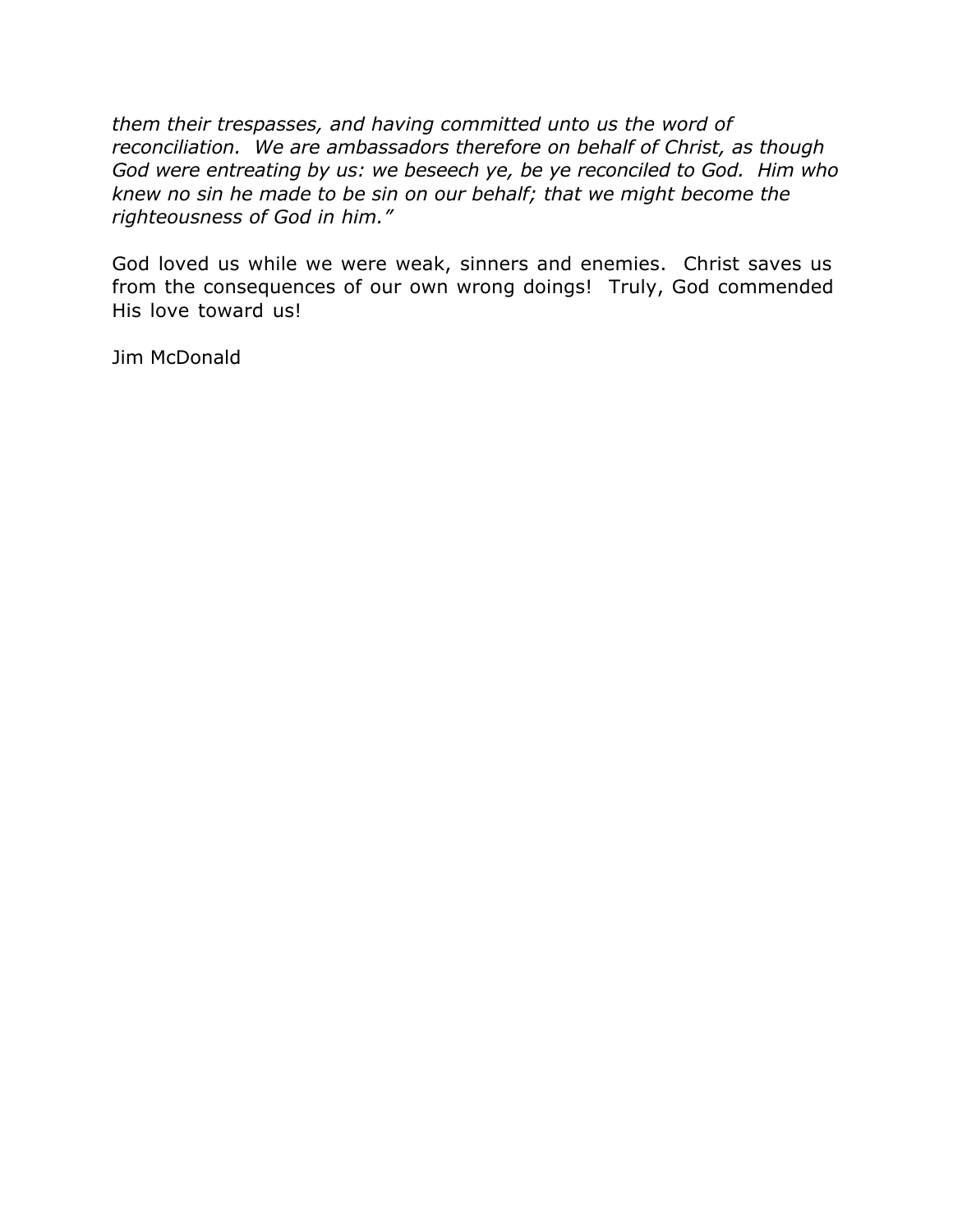*them their trespasses, and having committed unto us the word of reconciliation. We are ambassadors therefore on behalf of Christ, as though God were entreating by us: we beseech ye, be ye reconciled to God. Him who knew no sin he made to be sin on our behalf; that we might become the righteousness of God in him."*

God loved us while we were weak, sinners and enemies. Christ saves us from the consequences of our own wrong doings! Truly, God commended His love toward us!

Jim McDonald